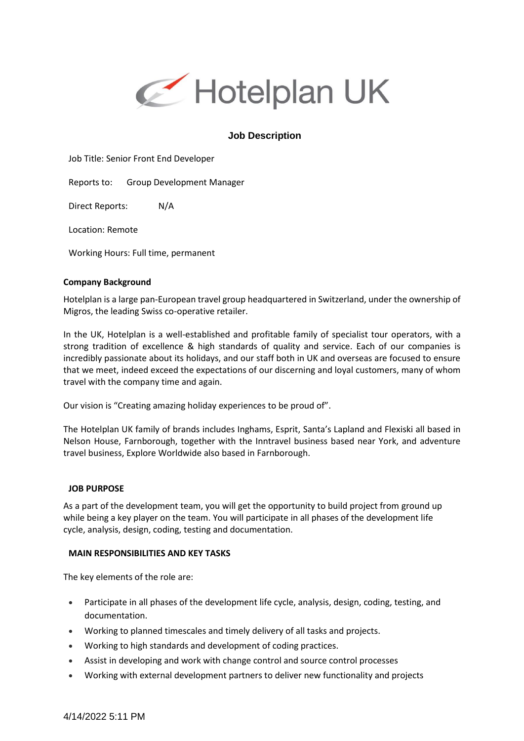Hotelplan UK

## Job Description

Job Title: Senior Front End Developer

Reports to: Group Development Manager

Direct Reports: N/A

Location: Remote

Working Hours: Full time, permanent

**Company Background**

Hotelplan is a large pan-European travel group headquartered in Switzerland, under the ownership of Migros, the leading Swiss co-operative retailer.

In the UK, Hotelplan is a well-established and profitable family of specialist tour operators, with a strong tradition of excellence & high standards of quality and service. Each of our companies is incredibly passionate about its holidays, and our staff both in UK and overseas are focused to ensure that we meet, indeed exceed the expectations of our discerning and loyal customers, many of whom travel with the company time and again.

Our vision is "Creating amazing holiday experiences to be proud of".

The Hotelplan UK family of brands includes Inghams, Esprit, Santa's Lapland and Flexiski all based in Nelson House, Farnborough, together with the Inntravel business based near York, and adventure travel business, Explore Worldwide also based in Farnborough.

**JOB PURPOSE**

As a part of the development team, you will get the opportunity to build project from ground up while being a key player on the team. You will participate in all phases of the development life cycle, analysis, design, coding, testing and documentation.

**MAIN RESPONSIBILITIES AND KEY TASKS**

The key elements of the role are:

- Participate in all phases of the development life cycle, analysis, design, coding, testing, and documentation.
- Working to planned timescales and timely delivery of all tasks and projects.
- Working to high standards and development of coding practices.
- Assist in developing and work with change control and source control processes
- Working with external development partners to deliver new functionality and projects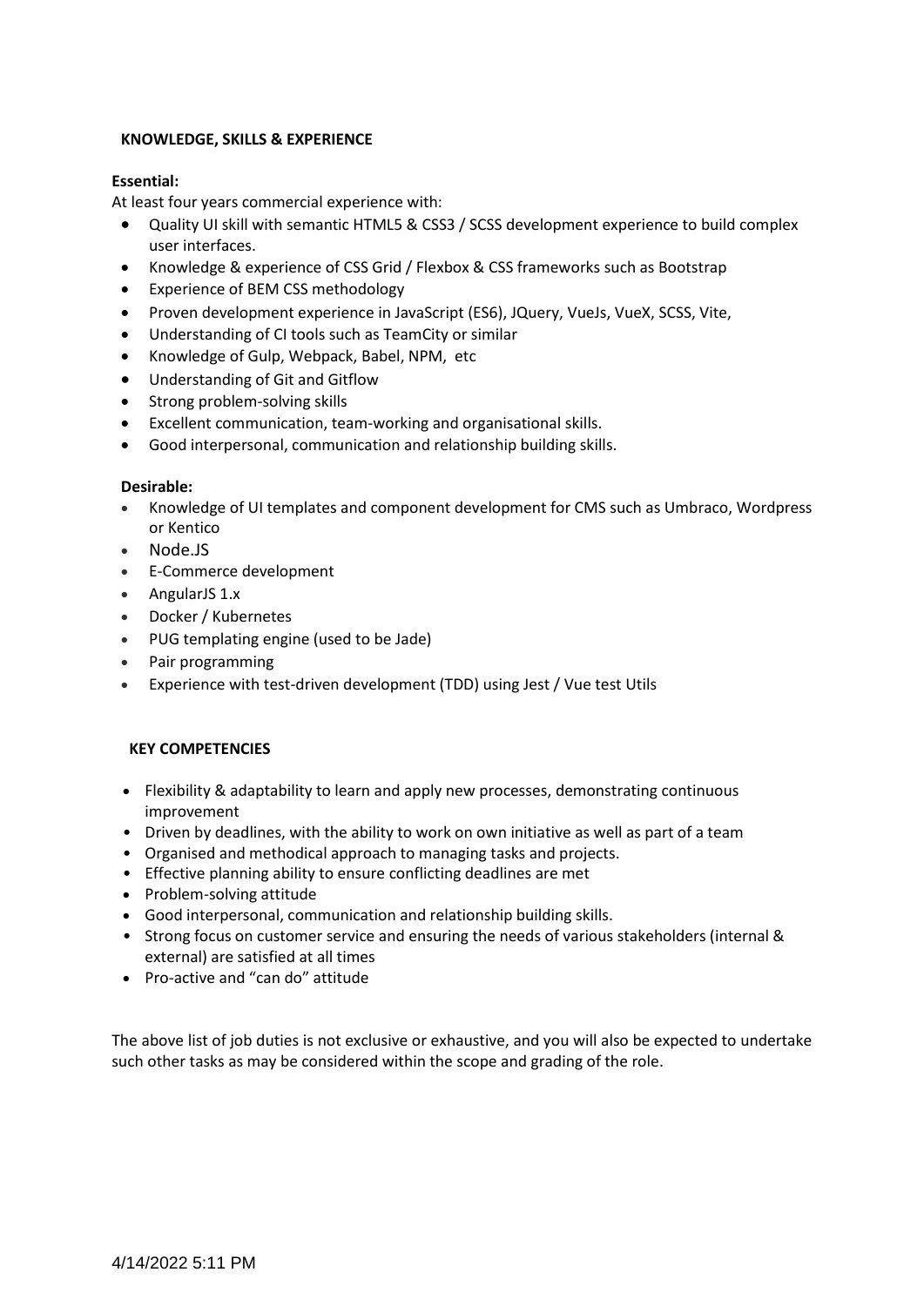## KNOWLEDGE, SKILLS & EXPERIENCE

**Essential:**

At least four years commercial experience with:

- Quality UI skill with semantic HTML5 & CSS3 / SCSS development experience to build complex user interfaces.
- Knowledge & experience of CSS Grid / Flexbox & CSS frameworks such as Bootstrap
- Experience of BEM CSS methodology
- Proven development experience in JavaScript (ES6), JQuery, VueJs, VueX, SCSS, Vite,
- Understanding of CI tools such as TeamCity or similar
- Knowledge of Gulp, Webpack, Babel, NPM, etc
- Understanding of Git and Gitflow
- Strong problem-solving skills
- Excellent communication, team-working and organisational skills.
- Good interpersonal, communication and relationship building skills.

**Desirable:**

- Knowledge of UI templates and component development for CMS such as Umbraco, Wordpress or Kentico
- Node.JS
- E-Commerce development
- AngularJS 1.x
- Docker / Kubernetes
- PUG templating engine (used to be Jade)
- Pair programming
- Experience with test-driven development (TDD) using Jest / Vue test Utils

## KEY COMPETENCIES

- Flexibility & adaptability to learn and apply new processes, demonstrating continuous improvement
- Driven by deadlines, with the ability to work on own initiative as well as part of a team
- Organised and methodical approach to managing tasks and projects.
- Effective planning ability to ensure conflicting deadlines are met
- Problem-solving attitude
- Good interpersonal, communication and relationship building skills.
- Strong focus on customer service and ensuring the needs of various stakeholders (internal & external) are satisfied at all times
- Pro-active and "can do" attitude

The above list of job duties is not exclusive or exhaustive, and you will also be expected to undertake such other tasks as may be considered within the scope and grading of the role.